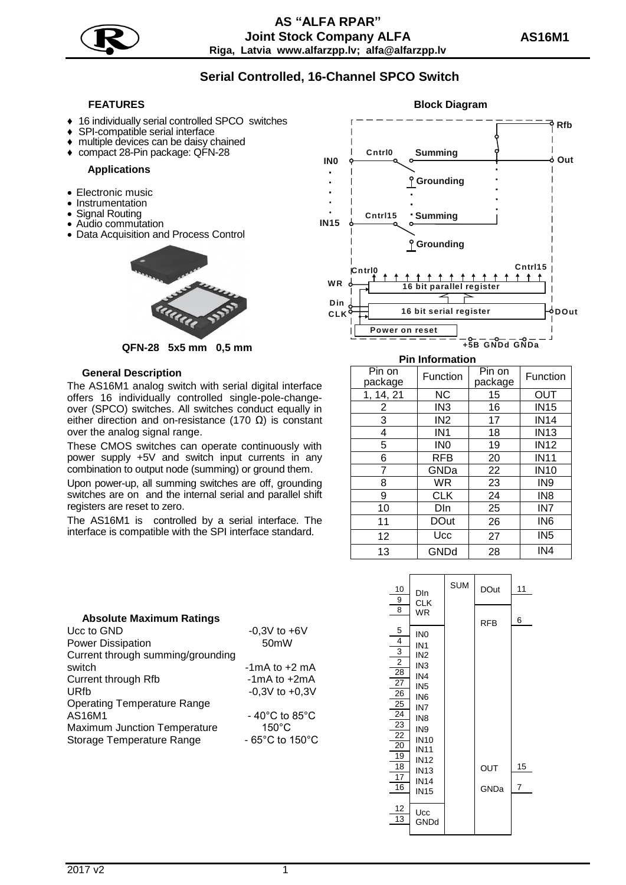AS "ALFA RPAR"
**Joint Stock Company ALFA**
Riga, Latvia www.alfarzpp.lv; alfa@alfarzpp.lv

**AS16M1**

# Serial Controlled, 16-Channel SPCO Switch

## FEATURES

- 16 individually serial controlled SPCO switches
- SPI-compatible serial interface
- multiple devices can be daisy chained
- compact 28-Pin package: QFN-28

### Applications

- Electronic music
- Instrumentation
- Signal Routing
- Audio commutation
- Data Acquisition and Process Control

QFN-28 5x5 mm 0,5 mm

## Block Diagram

## General Description

The AS16M1 analog switch with serial digital interface offers 16 individually controlled single-pole-change-over (SPCO) switches. All switches conduct equally in either direction and on-resistance (170 Ω) is constant over the analog signal range.

These CMOS switches can operate continuously with power supply +5V and switch input currents in any combination to output node (summing) or ground them.

Upon power-up, all summing switches are off, grounding switches are on and the internal serial and parallel shift registers are reset to zero.

The AS16M1 is controlled by a serial interface. The interface is compatible with the SPI interface standard.

## Pin Information

| Pin on package | Function | Pin on package | Function |
|---|---|---|---|
| 1, 14, 21 | NC | 15 | OUT |
| 2 | IN3 | 16 | IN15 |
| 3 | IN2 | 17 | IN14 |
| 4 | IN1 | 18 | IN13 |
| 5 | IN0 | 19 | IN12 |
| 6 | RFB | 20 | IN11 |
| 7 | GNDa | 22 | IN10 |
| 8 | WR | 23 | IN9 |
| 9 | CLK | 24 | IN8 |
| 10 | DIn | 25 | IN7 |
| 11 | DOut | 26 | IN6 |
| 12 | Ucc | 27 | IN5 |
| 13 | GNDd | 28 | IN4 |

## Absolute Maximum Ratings

| | |
|---|---|
| Ucc to GND | -0,3V to +6V |
| Power Dissipation | 50mW |
| Current through summing/grounding switch | -1mA to +2 mA |
| Current through Rfb | -1mA to +2mA |
| URfb | -0,3V to +0,3V |
| Operating Temperature Range AS16M1 | - 40°C to 85°C |
| Maximum Junction Temperature | 150°C |
| Storage Temperature Range | - 65°C to 150°C |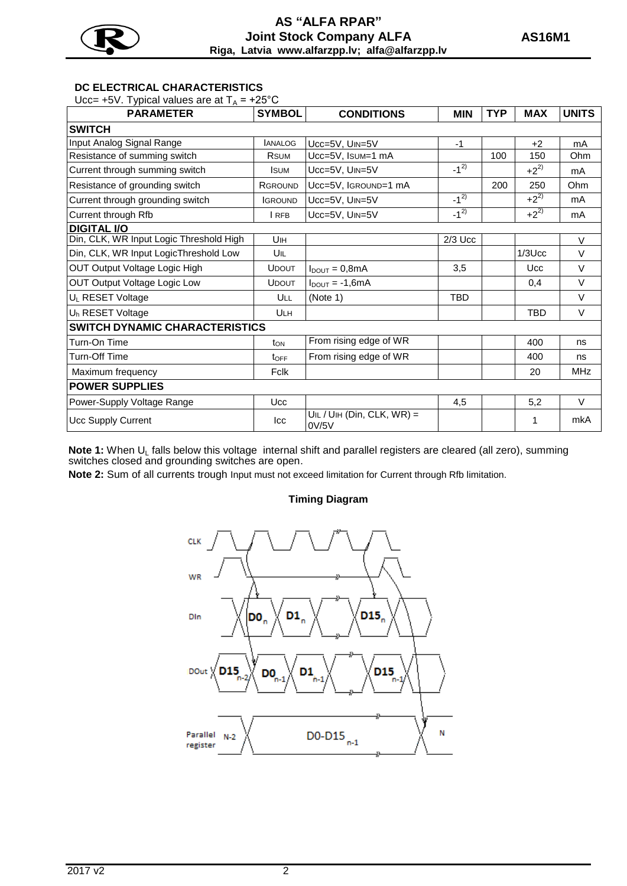**DC ELECTRICAL CHARACTERISTICS**

Ucc= +5V. Typical values are at $T_A$ = +25°C

| PARAMETER | SYMBOL | CONDITIONS | MIN | TYP | MAX | UNITS |
|---|---|---|---|---|---|---|
| **SWITCH** | | | | | | |
| Input Analog Signal Range | $I_{ANALOG}$ | Ucc=5V, $U_{IN}$=5V | -1 | | +2 | mA |
| Resistance of summing switch | $R_{SUM}$ | Ucc=5V, $I_{SUM}$=1 mA | | 100 | 150 | Ohm |
| Current through summing switch | $I_{SUM}$ | Ucc=5V, $U_{IN}$=5V | -1[2)] | | +2[2)] | mA |
| Resistance of grounding switch | $R_{GROUND}$ | Ucc=5V, $I_{GROUND}$=1 mA | | 200 | 250 | Ohm |
| Current through grounding switch | $I_{GROUND}$ | Ucc=5V, $U_{IN}$=5V | -1[2)] | | +2[2)] | mA |
| Current through Rfb | $I_{RFB}$ | Ucc=5V, $U_{IN}$=5V | -1[2)] | | +2[2)] | mA |
| **DIGITAL I/O** | | | | | | |
| Din, CLK, WR Input Logic Threshold High | $U_{IH}$ | | 2/3 Ucc | | | V |
| Din, CLK, WR Input LogicThreshold Low | $U_{IL}$ | | | | 1/3Ucc | V |
| OUT Output Voltage Logic High | $U_{DOUT}$ | $I_{DOUT}$ = 0,8mA | 3,5 | | Ucc | V |
| OUT Output Voltage Logic Low | $U_{DOUT}$ | $I_{DOUT}$ = -1,6mA | | | 0,4 | V |
| $U_L$ RESET Voltage | $U_{LL}$ | (Note 1) | TBD | | | V |
| $U_h$ RESET Voltage | $U_{LH}$ | | | | TBD | V |
| **SWITCH DYNAMIC CHARACTERISTICS** | | | | | | |
| Turn-On Time | $t_{ON}$ | From rising edge of WR | | | 400 | ns |
| Turn-Off Time | $t_{OFF}$ | From rising edge of WR | | | 400 | ns |
| Maximum frequency | Fclk | | | | 20 | MHz |
| **POWER SUPPLIES** | | | | | | |
| Power-Supply Voltage Range | Ucc | | 4,5 | | 5,2 | V |
| Ucc Supply Current | Icc | $U_{IL}$ / $U_{IH}$ (Din, CLK, WR) = 0V/5V | | | 1 | mkA |

**Note 1:** When $U_L$ falls below this voltage internal shift and parallel registers are cleared (all zero), summing switches closed and grounding switches are open.

**Note 2:** Sum of all currents trough Input must not exceed limitation for Current through Rfb limitation.

**Timing Diagram**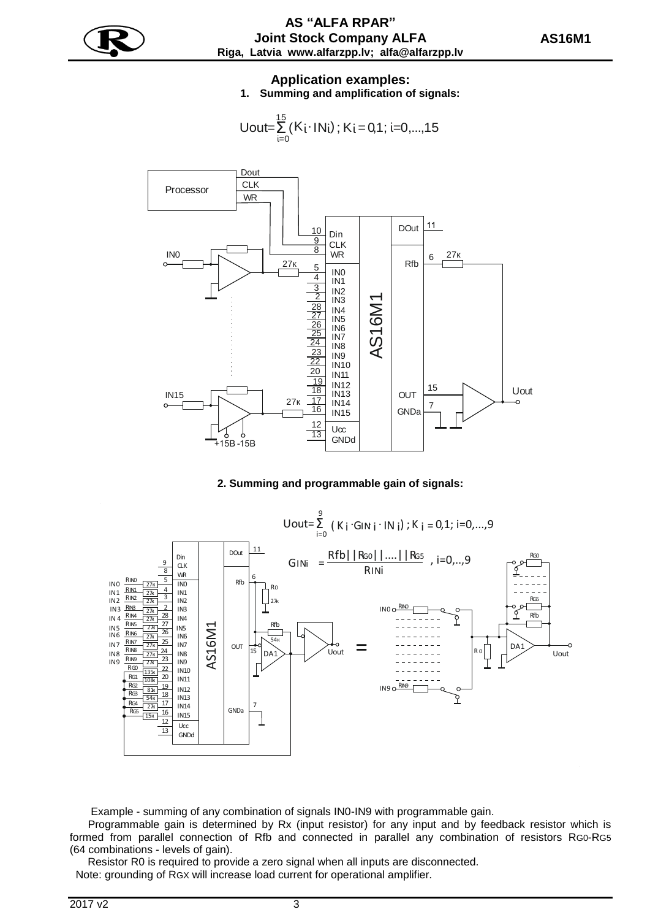## Application examples:

### 1. Summing and amplification of signals:

$$U_{out} = \sum_{i=0}^{15} (K_i \cdot IN_i)\ ;\ K_i = 0{,}1;\ i=0,...,15$$

### 2. Summing and programmable gain of signals:

$$U_{out} = \sum_{i=0}^{9} (K_i \cdot G_{INi} \cdot IN_i)\ ;\ K_i = 0{,}1;\ i=0,...,9$$

$$G_{INi} = \frac{R_{fb} || R_{G0} || .... || R_{G5}}{R_{INi}}\ ,\ i=0,..,9$$

Example - summing of any combination of signals IN0-IN9 with programmable gain.

Programmable gain is determined by Rx (input resistor) for any input and by feedback resistor which is formed from parallel connection of Rfb and connected in parallel any combination of resistors $R_{G0}$-$R_{G5}$ (64 combinations - levels of gain).

Resistor R0 is required to provide a zero signal when all inputs are disconnected.

Note: grounding of $R_{GX}$ will increase load current for operational amplifier.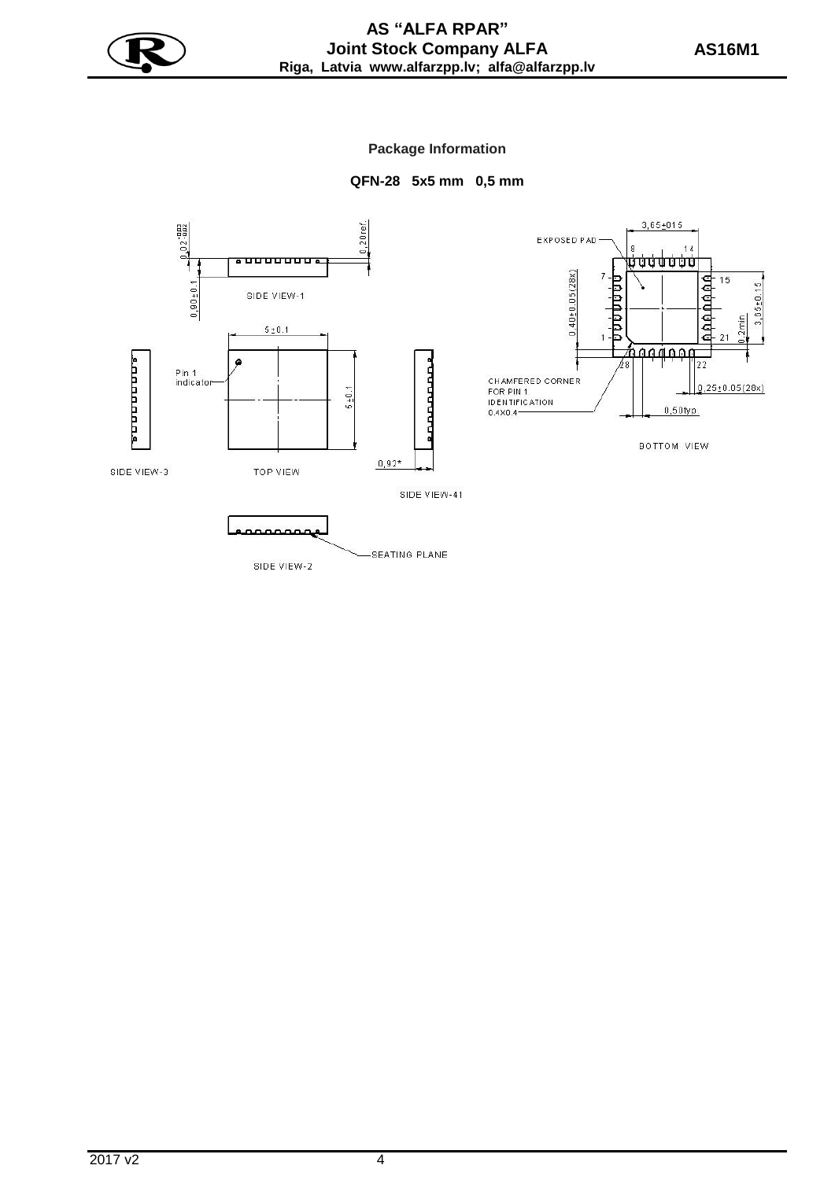### Package Information

### QFN-28 5x5 mm 0,5 mm

0,02 +0.03 -0.02

0,20ref.

0,90±0.1

SIDE VIEW-1

5±0.1

Pin 1 indicator

5±0.1

SIDE VIEW-3

TOP VIEW

0,93*

SIDE VIEW-41

SEATING PLANE

SIDE VIEW-2

3,65±015

EXPOSED PAD

8

14

7

15

0.40±0.05(28x)

1

21

0.2min

3,65±0.15

28

22

CHAMFERED CORNER FOR PIN 1 IDENTIFICATION 0.4X0.4

0,25±0.05(28x)

0,50typ

BOTTOM VIEW